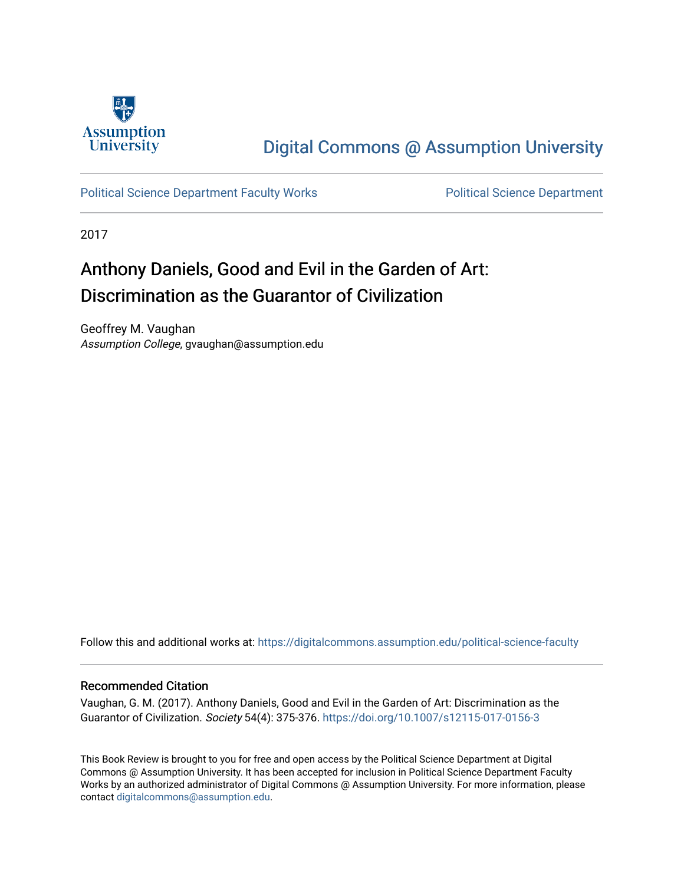Assumption University

Digital Commons @ Assumption University

Political Science Department Faculty Works

Political Science Department

2017

# Anthony Daniels, Good and Evil in the Garden of Art: Discrimination as the Guarantor of Civilization

Geoffrey M. Vaughan
*Assumption College*, gvaughan@assumption.edu

Follow this and additional works at: https://digitalcommons.assumption.edu/political-science-faculty

## Recommended Citation

Vaughan, G. M. (2017). Anthony Daniels, Good and Evil in the Garden of Art: Discrimination as the Guarantor of Civilization. *Society* 54(4): 375-376. https://doi.org/10.1007/s12115-017-0156-3

This Book Review is brought to you for free and open access by the Political Science Department at Digital Commons @ Assumption University. It has been accepted for inclusion in Political Science Department Faculty Works by an authorized administrator of Digital Commons @ Assumption University. For more information, please contact digitalcommons@assumption.edu.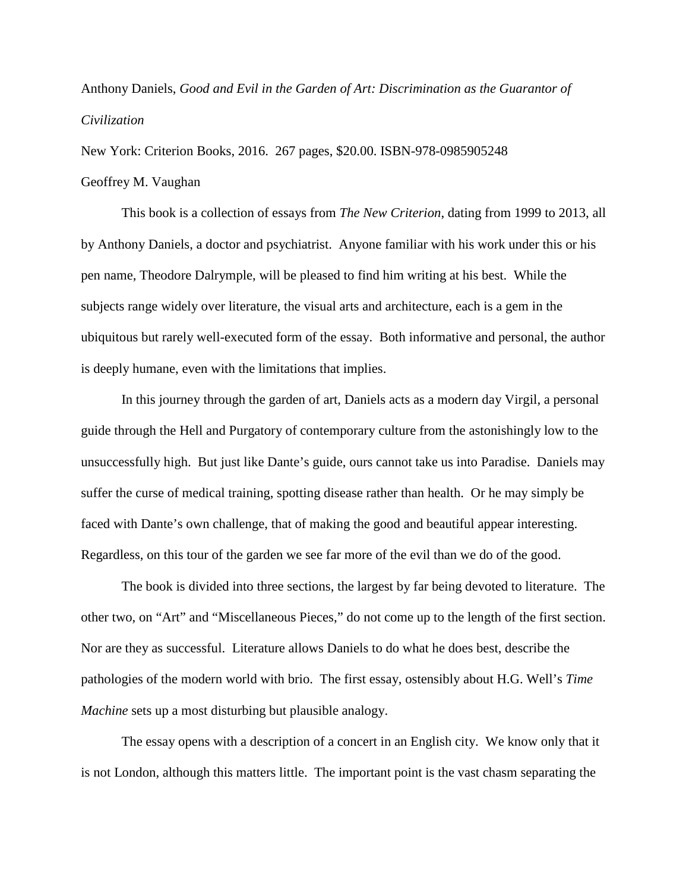Anthony Daniels, *Good and Evil in the Garden of Art: Discrimination as the Guarantor of Civilization*

New York: Criterion Books, 2016. 267 pages, $20.00. ISBN-978-0985905248

Geoffrey M. Vaughan

This book is a collection of essays from *The New Criterion*, dating from 1999 to 2013, all by Anthony Daniels, a doctor and psychiatrist. Anyone familiar with his work under this or his pen name, Theodore Dalrymple, will be pleased to find him writing at his best. While the subjects range widely over literature, the visual arts and architecture, each is a gem in the ubiquitous but rarely well-executed form of the essay. Both informative and personal, the author is deeply humane, even with the limitations that implies.

In this journey through the garden of art, Daniels acts as a modern day Virgil, a personal guide through the Hell and Purgatory of contemporary culture from the astonishingly low to the unsuccessfully high. But just like Dante's guide, ours cannot take us into Paradise. Daniels may suffer the curse of medical training, spotting disease rather than health. Or he may simply be faced with Dante's own challenge, that of making the good and beautiful appear interesting. Regardless, on this tour of the garden we see far more of the evil than we do of the good.

The book is divided into three sections, the largest by far being devoted to literature. The other two, on "Art" and "Miscellaneous Pieces," do not come up to the length of the first section. Nor are they as successful. Literature allows Daniels to do what he does best, describe the pathologies of the modern world with brio. The first essay, ostensibly about H.G. Well's *Time Machine* sets up a most disturbing but plausible analogy.

The essay opens with a description of a concert in an English city. We know only that it is not London, although this matters little. The important point is the vast chasm separating the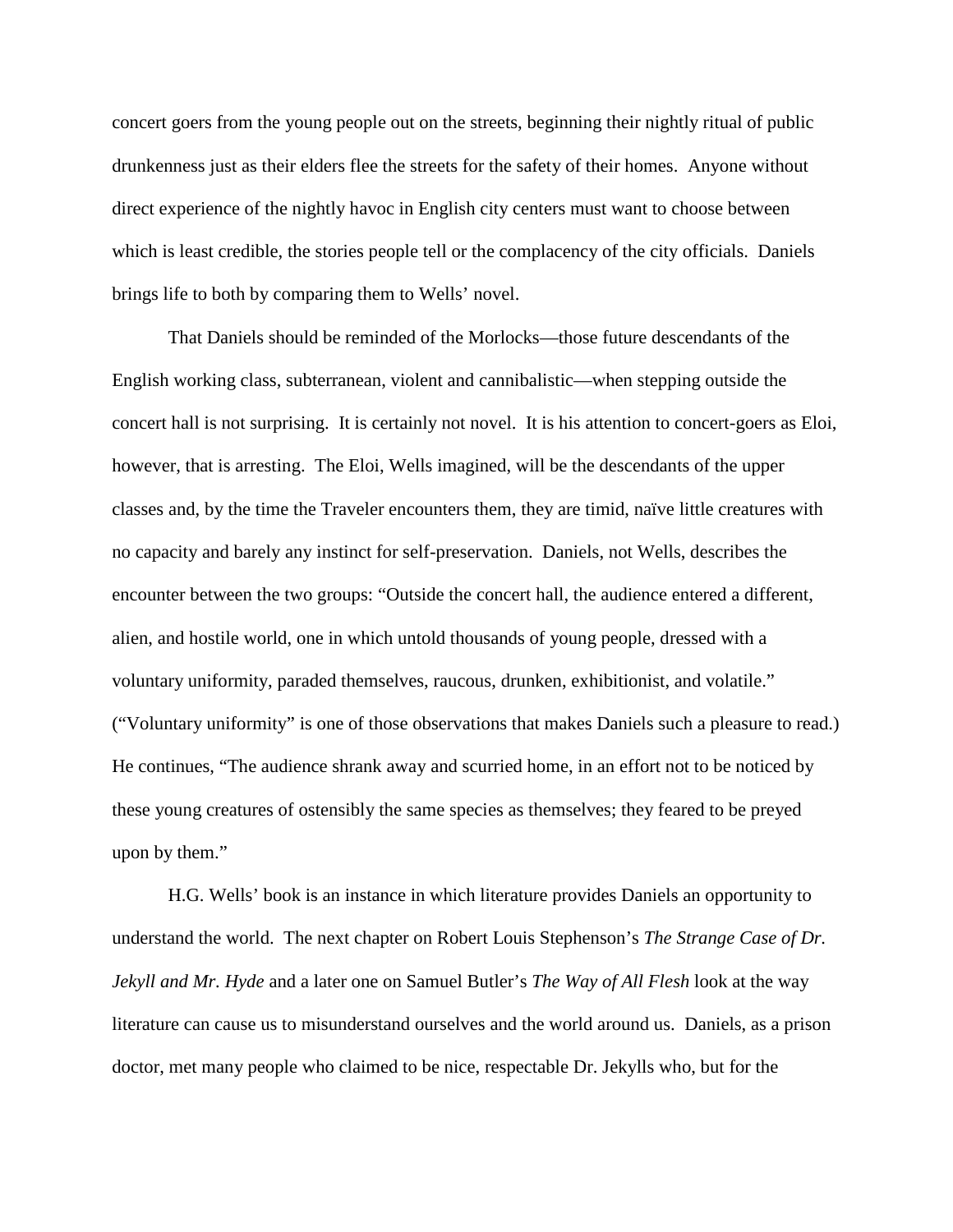concert goers from the young people out on the streets, beginning their nightly ritual of public drunkenness just as their elders flee the streets for the safety of their homes. Anyone without direct experience of the nightly havoc in English city centers must want to choose between which is least credible, the stories people tell or the complacency of the city officials. Daniels brings life to both by comparing them to Wells' novel.

That Daniels should be reminded of the Morlocks—those future descendants of the English working class, subterranean, violent and cannibalistic—when stepping outside the concert hall is not surprising. It is certainly not novel. It is his attention to concert-goers as Eloi, however, that is arresting. The Eloi, Wells imagined, will be the descendants of the upper classes and, by the time the Traveler encounters them, they are timid, naïve little creatures with no capacity and barely any instinct for self-preservation. Daniels, not Wells, describes the encounter between the two groups: "Outside the concert hall, the audience entered a different, alien, and hostile world, one in which untold thousands of young people, dressed with a voluntary uniformity, paraded themselves, raucous, drunken, exhibitionist, and volatile." ("Voluntary uniformity" is one of those observations that makes Daniels such a pleasure to read.) He continues, "The audience shrank away and scurried home, in an effort not to be noticed by these young creatures of ostensibly the same species as themselves; they feared to be preyed upon by them."

H.G. Wells' book is an instance in which literature provides Daniels an opportunity to understand the world. The next chapter on Robert Louis Stephenson's *The Strange Case of Dr. Jekyll and Mr. Hyde* and a later one on Samuel Butler's *The Way of All Flesh* look at the way literature can cause us to misunderstand ourselves and the world around us. Daniels, as a prison doctor, met many people who claimed to be nice, respectable Dr. Jekylls who, but for the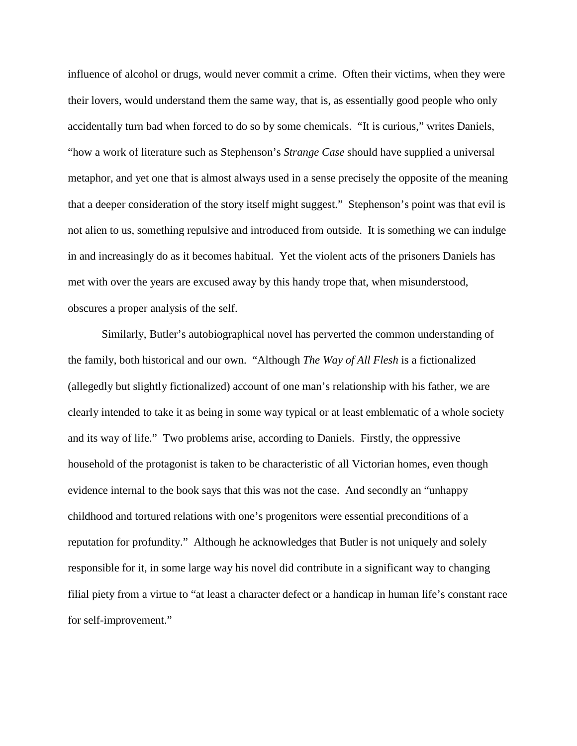influence of alcohol or drugs, would never commit a crime. Often their victims, when they were their lovers, would understand them the same way, that is, as essentially good people who only accidentally turn bad when forced to do so by some chemicals. "It is curious," writes Daniels, "how a work of literature such as Stephenson's *Strange Case* should have supplied a universal metaphor, and yet one that is almost always used in a sense precisely the opposite of the meaning that a deeper consideration of the story itself might suggest." Stephenson's point was that evil is not alien to us, something repulsive and introduced from outside. It is something we can indulge in and increasingly do as it becomes habitual. Yet the violent acts of the prisoners Daniels has met with over the years are excused away by this handy trope that, when misunderstood, obscures a proper analysis of the self.

Similarly, Butler's autobiographical novel has perverted the common understanding of the family, both historical and our own. "Although *The Way of All Flesh* is a fictionalized (allegedly but slightly fictionalized) account of one man's relationship with his father, we are clearly intended to take it as being in some way typical or at least emblematic of a whole society and its way of life." Two problems arise, according to Daniels. Firstly, the oppressive household of the protagonist is taken to be characteristic of all Victorian homes, even though evidence internal to the book says that this was not the case. And secondly an "unhappy childhood and tortured relations with one's progenitors were essential preconditions of a reputation for profundity." Although he acknowledges that Butler is not uniquely and solely responsible for it, in some large way his novel did contribute in a significant way to changing filial piety from a virtue to "at least a character defect or a handicap in human life's constant race for self-improvement."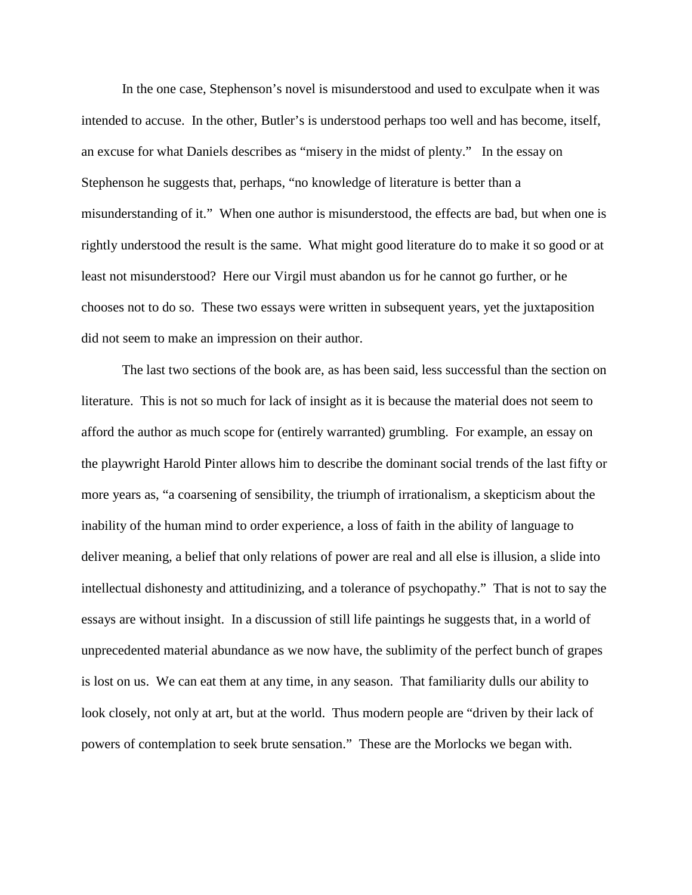In the one case, Stephenson's novel is misunderstood and used to exculpate when it was intended to accuse. In the other, Butler's is understood perhaps too well and has become, itself, an excuse for what Daniels describes as "misery in the midst of plenty." In the essay on Stephenson he suggests that, perhaps, "no knowledge of literature is better than a misunderstanding of it." When one author is misunderstood, the effects are bad, but when one is rightly understood the result is the same. What might good literature do to make it so good or at least not misunderstood? Here our Virgil must abandon us for he cannot go further, or he chooses not to do so. These two essays were written in subsequent years, yet the juxtaposition did not seem to make an impression on their author.

The last two sections of the book are, as has been said, less successful than the section on literature. This is not so much for lack of insight as it is because the material does not seem to afford the author as much scope for (entirely warranted) grumbling. For example, an essay on the playwright Harold Pinter allows him to describe the dominant social trends of the last fifty or more years as, "a coarsening of sensibility, the triumph of irrationalism, a skepticism about the inability of the human mind to order experience, a loss of faith in the ability of language to deliver meaning, a belief that only relations of power are real and all else is illusion, a slide into intellectual dishonesty and attitudinizing, and a tolerance of psychopathy." That is not to say the essays are without insight. In a discussion of still life paintings he suggests that, in a world of unprecedented material abundance as we now have, the sublimity of the perfect bunch of grapes is lost on us. We can eat them at any time, in any season. That familiarity dulls our ability to look closely, not only at art, but at the world. Thus modern people are "driven by their lack of powers of contemplation to seek brute sensation." These are the Morlocks we began with.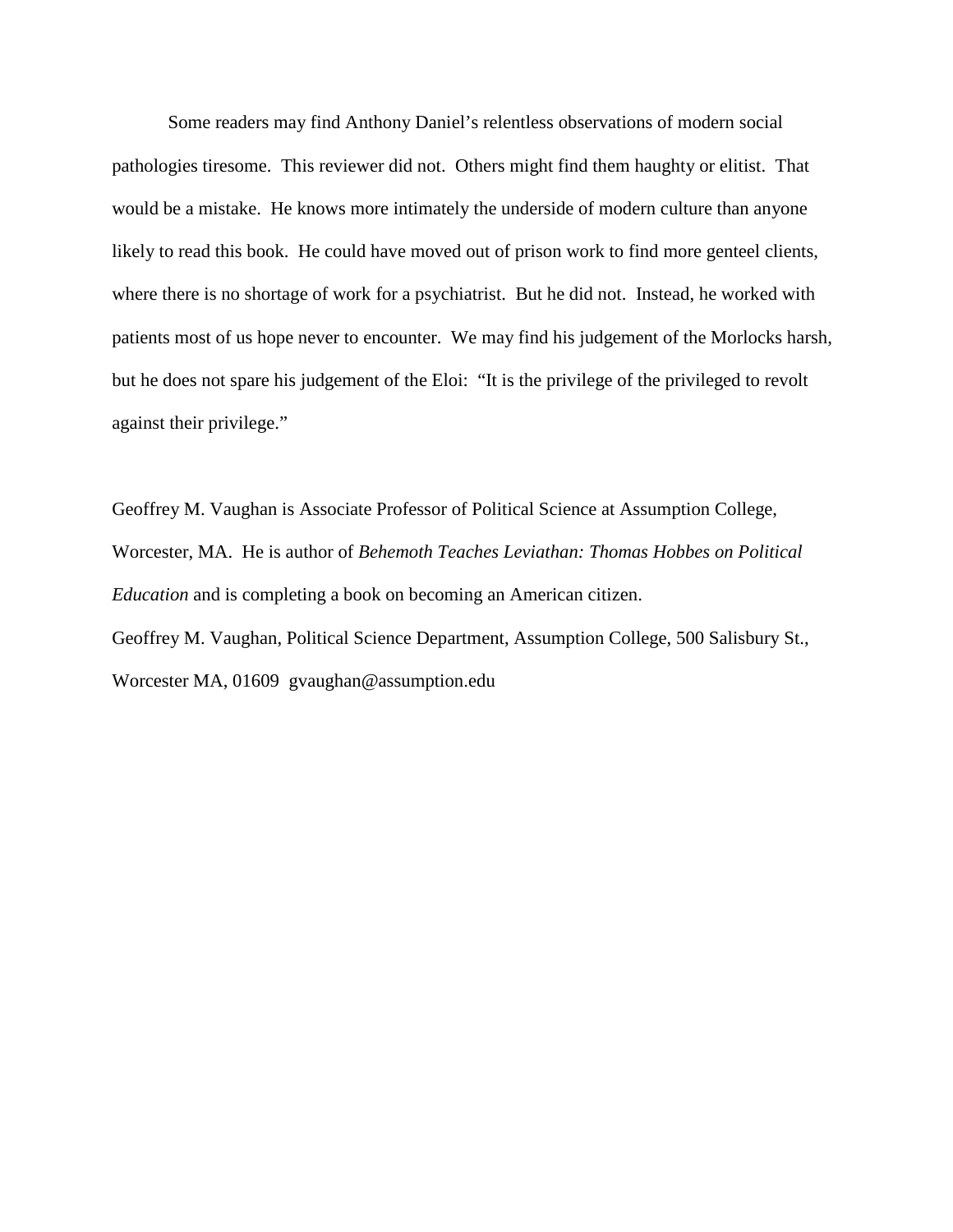Some readers may find Anthony Daniel's relentless observations of modern social pathologies tiresome. This reviewer did not. Others might find them haughty or elitist. That would be a mistake. He knows more intimately the underside of modern culture than anyone likely to read this book. He could have moved out of prison work to find more genteel clients, where there is no shortage of work for a psychiatrist. But he did not. Instead, he worked with patients most of us hope never to encounter. We may find his judgement of the Morlocks harsh, but he does not spare his judgement of the Eloi: "It is the privilege of the privileged to revolt against their privilege."

Geoffrey M. Vaughan is Associate Professor of Political Science at Assumption College, Worcester, MA. He is author of *Behemoth Teaches Leviathan: Thomas Hobbes on Political Education* and is completing a book on becoming an American citizen.

Geoffrey M. Vaughan, Political Science Department, Assumption College, 500 Salisbury St., Worcester MA, 01609 gvaughan@assumption.edu